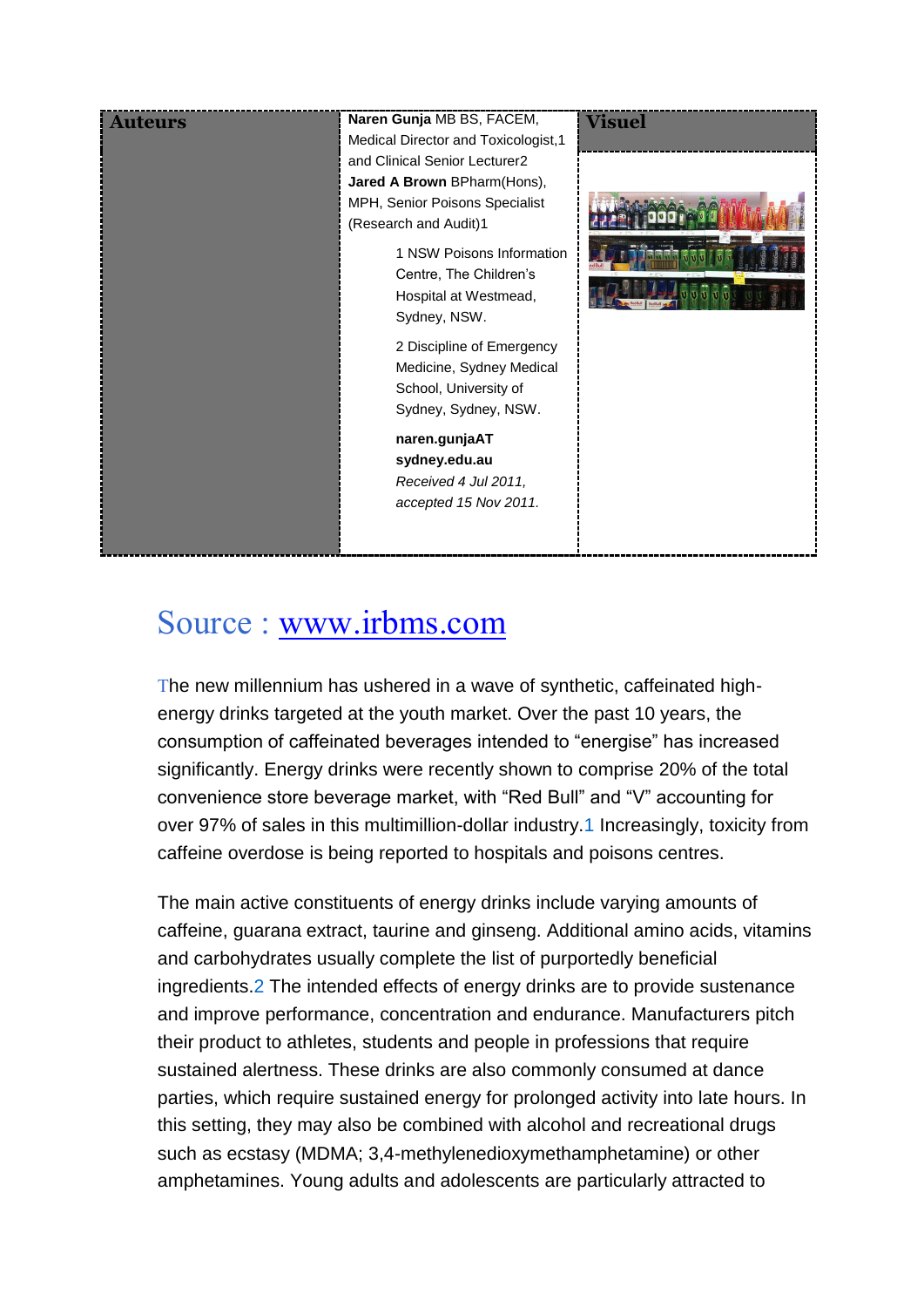| Auteurs | Visuel |
|---|---|
| **Naren Gunja** MB BS, FACEM, Medical Director and Toxicologist,1 and Clinical Senior Lecturer2<br>**Jared A Brown** BPharm(Hons), MPH, Senior Poisons Specialist (Research and Audit)1<br>1 NSW Poisons Information Centre, The Children's Hospital at Westmead, Sydney, NSW.<br>2 Discipline of Emergency Medicine, Sydney Medical School, University of Sydney, Sydney, NSW.<br>**naren.gunjaAT sydney.edu.au**<br>*Received 4 Jul 2011, accepted 15 Nov 2011.* | |

# Source : [www.irbms.com](http://www.irbms.com)

The new millennium has ushered in a wave of synthetic, caffeinated high-energy drinks targeted at the youth market. Over the past 10 years, the consumption of caffeinated beverages intended to "energise" has increased significantly. Energy drinks were recently shown to comprise 20% of the total convenience store beverage market, with "Red Bull" and "V" accounting for over 97% of sales in this multimillion-dollar industry.[1] Increasingly, toxicity from caffeine overdose is being reported to hospitals and poisons centres.

The main active constituents of energy drinks include varying amounts of caffeine, guarana extract, taurine and ginseng. Additional amino acids, vitamins and carbohydrates usually complete the list of purportedly beneficial ingredients.[2] The intended effects of energy drinks are to provide sustenance and improve performance, concentration and endurance. Manufacturers pitch their product to athletes, students and people in professions that require sustained alertness. These drinks are also commonly consumed at dance parties, which require sustained energy for prolonged activity into late hours. In this setting, they may also be combined with alcohol and recreational drugs such as ecstasy (MDMA; 3,4-methylenedioxymethamphetamine) or other amphetamines. Young adults and adolescents are particularly attracted to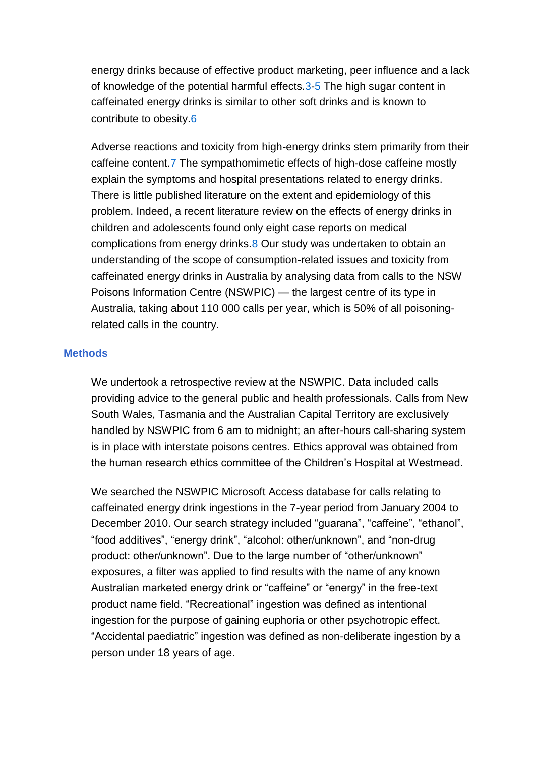energy drinks because of effective product marketing, peer influence and a lack of knowledge of the potential harmful effects.[3-5] The high sugar content in caffeinated energy drinks is similar to other soft drinks and is known to contribute to obesity.[6]

Adverse reactions and toxicity from high-energy drinks stem primarily from their caffeine content.[7] The sympathomimetic effects of high-dose caffeine mostly explain the symptoms and hospital presentations related to energy drinks. There is little published literature on the extent and epidemiology of this problem. Indeed, a recent literature review on the effects of energy drinks in children and adolescents found only eight case reports on medical complications from energy drinks.[8] Our study was undertaken to obtain an understanding of the scope of consumption-related issues and toxicity from caffeinated energy drinks in Australia by analysing data from calls to the NSW Poisons Information Centre (NSWPIC) — the largest centre of its type in Australia, taking about 110 000 calls per year, which is 50% of all poisoning-related calls in the country.

## Methods

We undertook a retrospective review at the NSWPIC. Data included calls providing advice to the general public and health professionals. Calls from New South Wales, Tasmania and the Australian Capital Territory are exclusively handled by NSWPIC from 6 am to midnight; an after-hours call-sharing system is in place with interstate poisons centres. Ethics approval was obtained from the human research ethics committee of the Children's Hospital at Westmead.

We searched the NSWPIC Microsoft Access database for calls relating to caffeinated energy drink ingestions in the 7-year period from January 2004 to December 2010. Our search strategy included "guarana", "caffeine", "ethanol", "food additives", "energy drink", "alcohol: other/unknown", and "non-drug product: other/unknown". Due to the large number of "other/unknown" exposures, a filter was applied to find results with the name of any known Australian marketed energy drink or "caffeine" or "energy" in the free-text product name field. "Recreational" ingestion was defined as intentional ingestion for the purpose of gaining euphoria or other psychotropic effect. "Accidental paediatric" ingestion was defined as non-deliberate ingestion by a person under 18 years of age.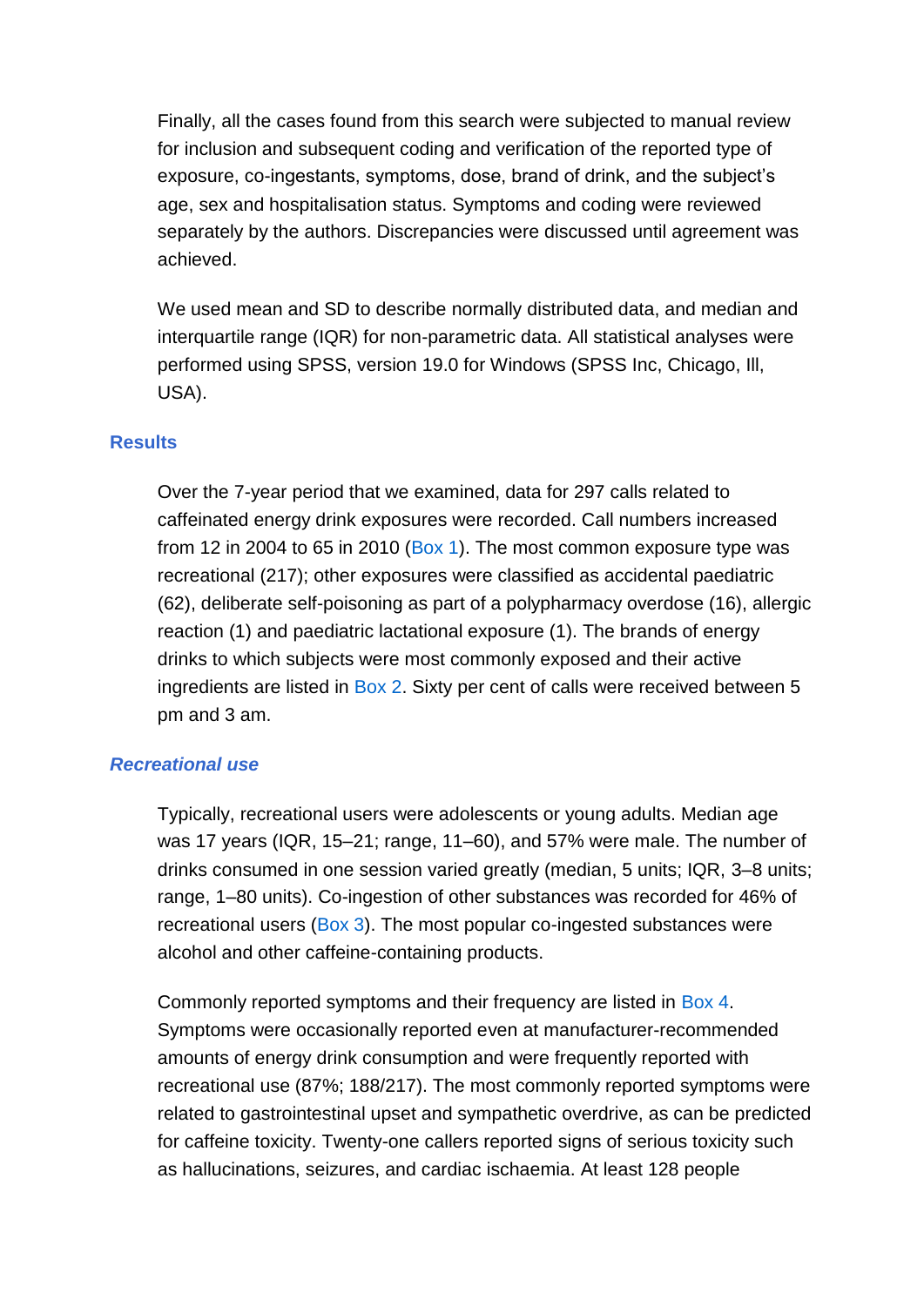Finally, all the cases found from this search were subjected to manual review for inclusion and subsequent coding and verification of the reported type of exposure, co-ingestants, symptoms, dose, brand of drink, and the subject's age, sex and hospitalisation status. Symptoms and coding were reviewed separately by the authors. Discrepancies were discussed until agreement was achieved.

We used mean and SD to describe normally distributed data, and median and interquartile range (IQR) for non-parametric data. All statistical analyses were performed using SPSS, version 19.0 for Windows (SPSS Inc, Chicago, Ill, USA).

## Results

Over the 7-year period that we examined, data for 297 calls related to caffeinated energy drink exposures were recorded. Call numbers increased from 12 in 2004 to 65 in 2010 (Box 1). The most common exposure type was recreational (217); other exposures were classified as accidental paediatric (62), deliberate self-poisoning as part of a polypharmacy overdose (16), allergic reaction (1) and paediatric lactational exposure (1). The brands of energy drinks to which subjects were most commonly exposed and their active ingredients are listed in Box 2. Sixty per cent of calls were received between 5 pm and 3 am.

### *Recreational use*

Typically, recreational users were adolescents or young adults. Median age was 17 years (IQR, 15–21; range, 11–60), and 57% were male. The number of drinks consumed in one session varied greatly (median, 5 units; IQR, 3–8 units; range, 1–80 units). Co-ingestion of other substances was recorded for 46% of recreational users (Box 3). The most popular co-ingested substances were alcohol and other caffeine-containing products.

Commonly reported symptoms and their frequency are listed in Box 4. Symptoms were occasionally reported even at manufacturer-recommended amounts of energy drink consumption and were frequently reported with recreational use (87%; 188/217). The most commonly reported symptoms were related to gastrointestinal upset and sympathetic overdrive, as can be predicted for caffeine toxicity. Twenty-one callers reported signs of serious toxicity such as hallucinations, seizures, and cardiac ischaemia. At least 128 people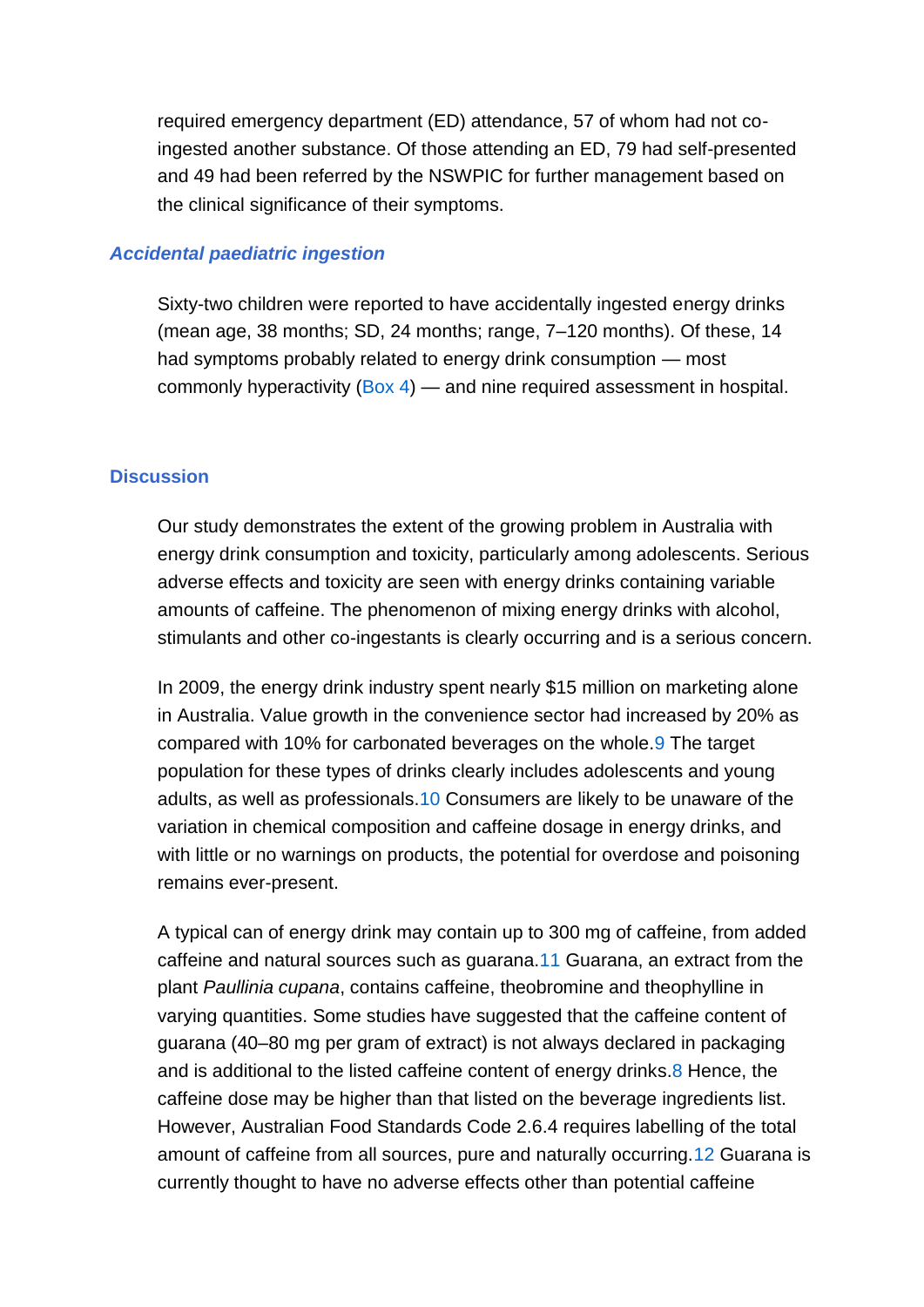required emergency department (ED) attendance, 57 of whom had not co-ingested another substance. Of those attending an ED, 79 had self-presented and 49 had been referred by the NSWPIC for further management based on the clinical significance of their symptoms.

### *Accidental paediatric ingestion*

Sixty-two children were reported to have accidentally ingested energy drinks (mean age, 38 months; SD, 24 months; range, 7–120 months). Of these, 14 had symptoms probably related to energy drink consumption — most commonly hyperactivity (Box 4) — and nine required assessment in hospital.

## Discussion

Our study demonstrates the extent of the growing problem in Australia with energy drink consumption and toxicity, particularly among adolescents. Serious adverse effects and toxicity are seen with energy drinks containing variable amounts of caffeine. The phenomenon of mixing energy drinks with alcohol, stimulants and other co-ingestants is clearly occurring and is a serious concern.

In 2009, the energy drink industry spent nearly $15 million on marketing alone in Australia. Value growth in the convenience sector had increased by 20% as compared with 10% for carbonated beverages on the whole.[9] The target population for these types of drinks clearly includes adolescents and young adults, as well as professionals.[10] Consumers are likely to be unaware of the variation in chemical composition and caffeine dosage in energy drinks, and with little or no warnings on products, the potential for overdose and poisoning remains ever-present.

A typical can of energy drink may contain up to 300 mg of caffeine, from added caffeine and natural sources such as guarana.[11] Guarana, an extract from the plant *Paullinia cupana*, contains caffeine, theobromine and theophylline in varying quantities. Some studies have suggested that the caffeine content of guarana (40–80 mg per gram of extract) is not always declared in packaging and is additional to the listed caffeine content of energy drinks.[8] Hence, the caffeine dose may be higher than that listed on the beverage ingredients list. However, Australian Food Standards Code 2.6.4 requires labelling of the total amount of caffeine from all sources, pure and naturally occurring.[12] Guarana is currently thought to have no adverse effects other than potential caffeine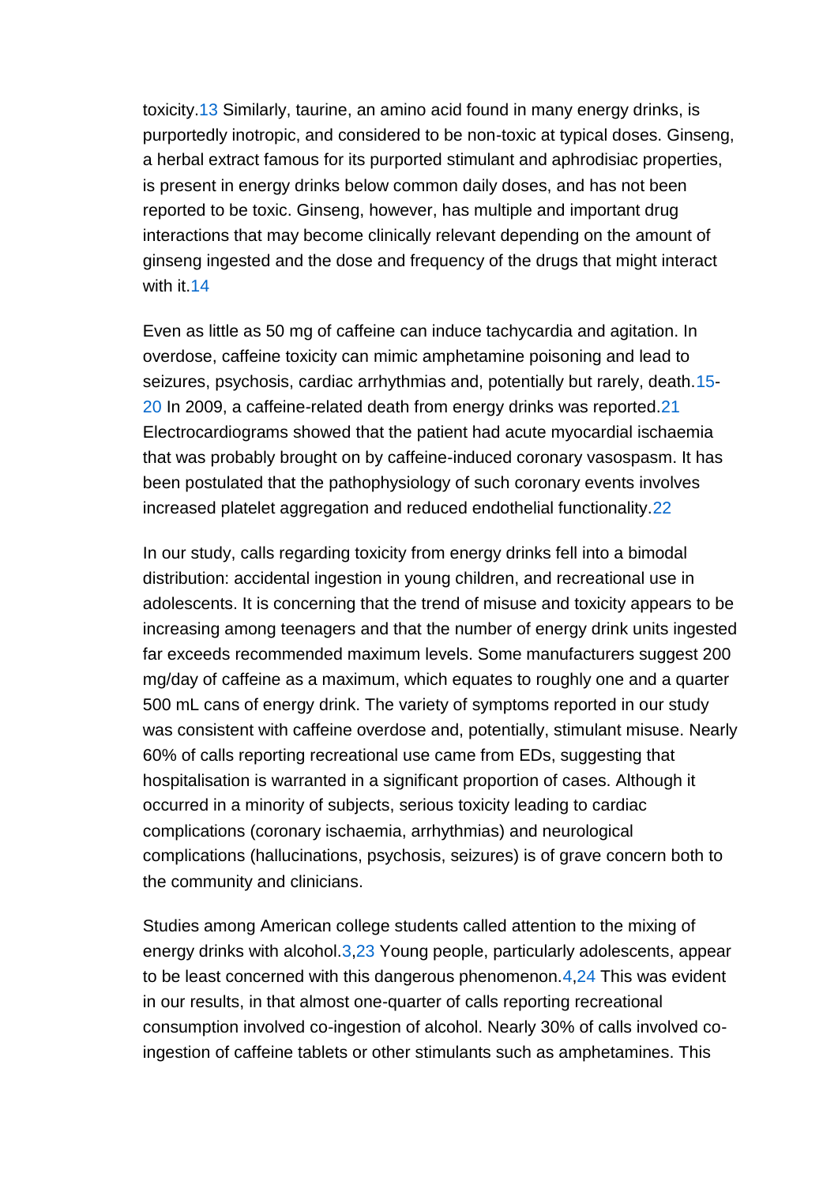toxicity.[13] Similarly, taurine, an amino acid found in many energy drinks, is purportedly inotropic, and considered to be non-toxic at typical doses. Ginseng, a herbal extract famous for its purported stimulant and aphrodisiac properties, is present in energy drinks below common daily doses, and has not been reported to be toxic. Ginseng, however, has multiple and important drug interactions that may become clinically relevant depending on the amount of ginseng ingested and the dose and frequency of the drugs that might interact with it.[14]

Even as little as 50 mg of caffeine can induce tachycardia and agitation. In overdose, caffeine toxicity can mimic amphetamine poisoning and lead to seizures, psychosis, cardiac arrhythmias and, potentially but rarely, death.[15-20] In 2009, a caffeine-related death from energy drinks was reported.[21] Electrocardiograms showed that the patient had acute myocardial ischaemia that was probably brought on by caffeine-induced coronary vasospasm. It has been postulated that the pathophysiology of such coronary events involves increased platelet aggregation and reduced endothelial functionality.[22]

In our study, calls regarding toxicity from energy drinks fell into a bimodal distribution: accidental ingestion in young children, and recreational use in adolescents. It is concerning that the trend of misuse and toxicity appears to be increasing among teenagers and that the number of energy drink units ingested far exceeds recommended maximum levels. Some manufacturers suggest 200 mg/day of caffeine as a maximum, which equates to roughly one and a quarter 500 mL cans of energy drink. The variety of symptoms reported in our study was consistent with caffeine overdose and, potentially, stimulant misuse. Nearly 60% of calls reporting recreational use came from EDs, suggesting that hospitalisation is warranted in a significant proportion of cases. Although it occurred in a minority of subjects, serious toxicity leading to cardiac complications (coronary ischaemia, arrhythmias) and neurological complications (hallucinations, psychosis, seizures) is of grave concern both to the community and clinicians.

Studies among American college students called attention to the mixing of energy drinks with alcohol.[3,23] Young people, particularly adolescents, appear to be least concerned with this dangerous phenomenon.[4,24] This was evident in our results, in that almost one-quarter of calls reporting recreational consumption involved co-ingestion of alcohol. Nearly 30% of calls involved co-ingestion of caffeine tablets or other stimulants such as amphetamines. This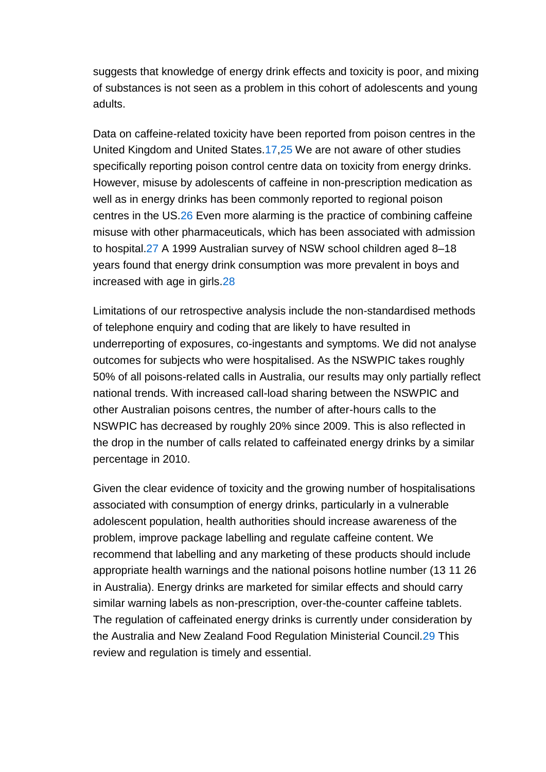suggests that knowledge of energy drink effects and toxicity is poor, and mixing of substances is not seen as a problem in this cohort of adolescents and young adults.

Data on caffeine-related toxicity have been reported from poison centres in the United Kingdom and United States.[17,25] We are not aware of other studies specifically reporting poison control centre data on toxicity from energy drinks. However, misuse by adolescents of caffeine in non-prescription medication as well as in energy drinks has been commonly reported to regional poison centres in the US.[26] Even more alarming is the practice of combining caffeine misuse with other pharmaceuticals, which has been associated with admission to hospital.[27] A 1999 Australian survey of NSW school children aged 8–18 years found that energy drink consumption was more prevalent in boys and increased with age in girls.[28]

Limitations of our retrospective analysis include the non-standardised methods of telephone enquiry and coding that are likely to have resulted in underreporting of exposures, co-ingestants and symptoms. We did not analyse outcomes for subjects who were hospitalised. As the NSWPIC takes roughly 50% of all poisons-related calls in Australia, our results may only partially reflect national trends. With increased call-load sharing between the NSWPIC and other Australian poisons centres, the number of after-hours calls to the NSWPIC has decreased by roughly 20% since 2009. This is also reflected in the drop in the number of calls related to caffeinated energy drinks by a similar percentage in 2010.

Given the clear evidence of toxicity and the growing number of hospitalisations associated with consumption of energy drinks, particularly in a vulnerable adolescent population, health authorities should increase awareness of the problem, improve package labelling and regulate caffeine content. We recommend that labelling and any marketing of these products should include appropriate health warnings and the national poisons hotline number (13 11 26 in Australia). Energy drinks are marketed for similar effects and should carry similar warning labels as non-prescription, over-the-counter caffeine tablets. The regulation of caffeinated energy drinks is currently under consideration by the Australia and New Zealand Food Regulation Ministerial Council.[29] This review and regulation is timely and essential.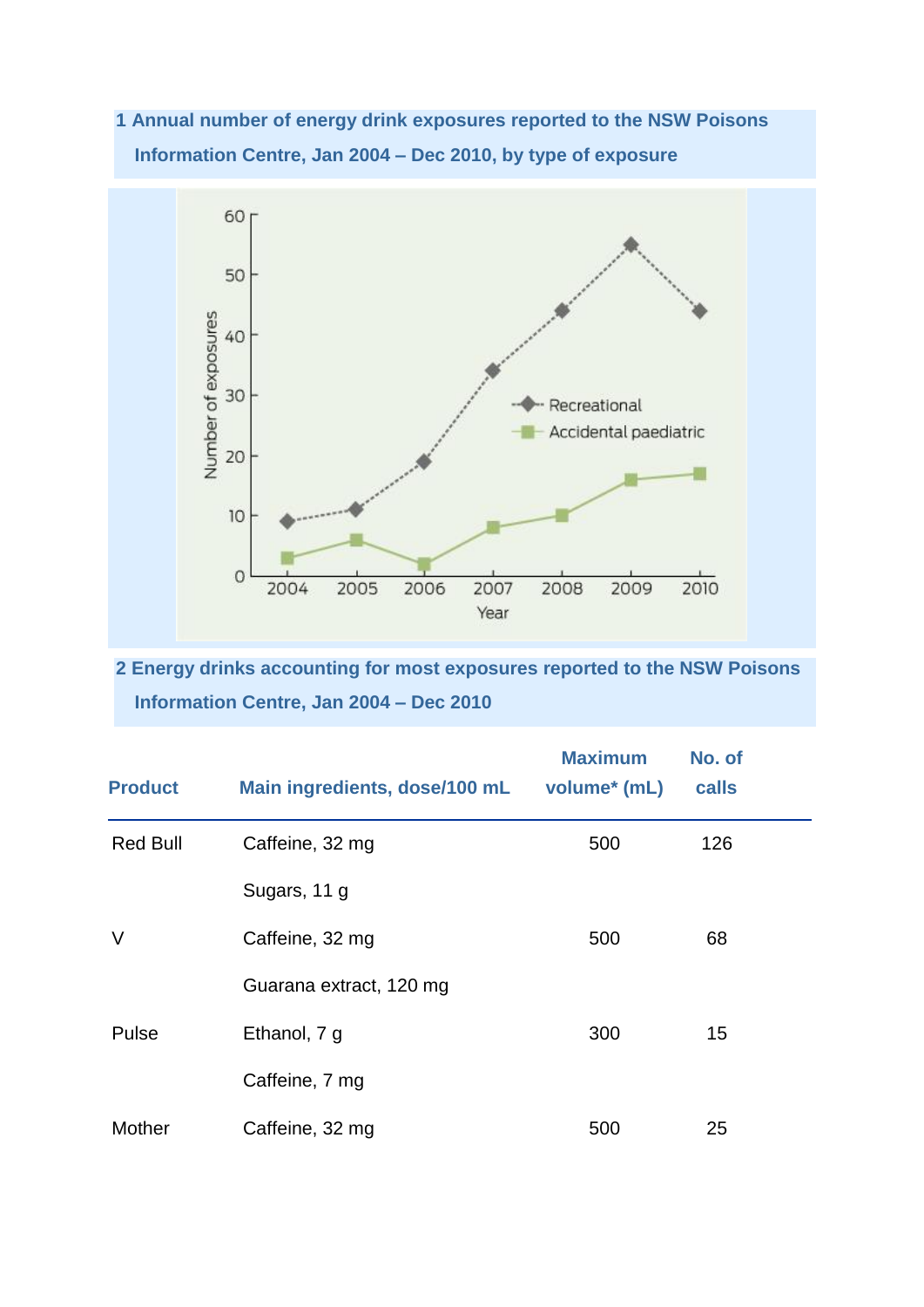**1 Annual number of energy drink exposures reported to the NSW Poisons Information Centre, Jan 2004 – Dec 2010, by type of exposure**

**2 Energy drinks accounting for most exposures reported to the NSW Poisons Information Centre, Jan 2004 – Dec 2010**

| Product | Main ingredients, dose/100 mL | Maximum volume* (mL) | No. of calls |
|---|---|---|---|
| Red Bull | Caffeine, 32 mg | 500 | 126 |
| | Sugars, 11 g | | |
| V | Caffeine, 32 mg | 500 | 68 |
| | Guarana extract, 120 mg | | |
| Pulse | Ethanol, 7 g | 300 | 15 |
| | Caffeine, 7 mg | | |
| Mother | Caffeine, 32 mg | 500 | 25 |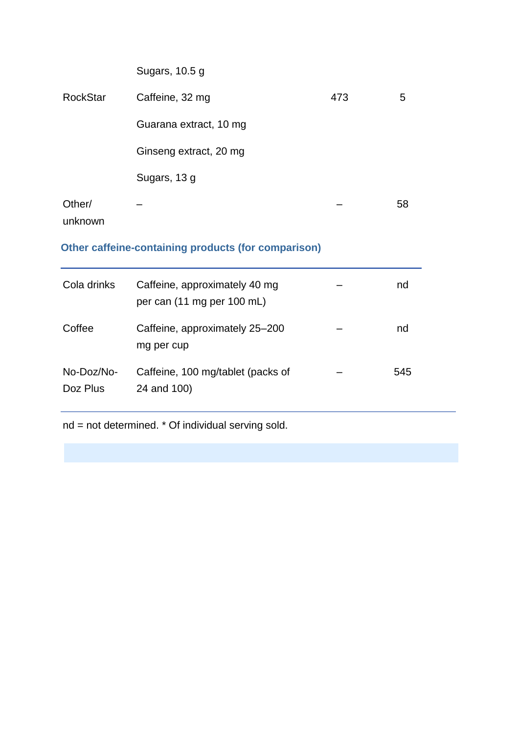| | | | |
|---|---|---|---|
| | Sugars, 10.5 g | | |
| RockStar | Caffeine, 32 mg | 473 | 5 |
| | Guarana extract, 10 mg | | |
| | Ginseng extract, 20 mg | | |
| | Sugars, 13 g | | |
| Other/ unknown | – | – | 58 |
| **Other caffeine-containing products (for comparison)** | | | |
| Cola drinks | Caffeine, approximately 40 mg per can (11 mg per 100 mL) | – | nd |
| Coffee | Caffeine, approximately 25–200 mg per cup | – | nd |
| No-Doz/No-Doz Plus | Caffeine, 100 mg/tablet (packs of 24 and 100) | – | 545 |

nd = not determined. * Of individual serving sold.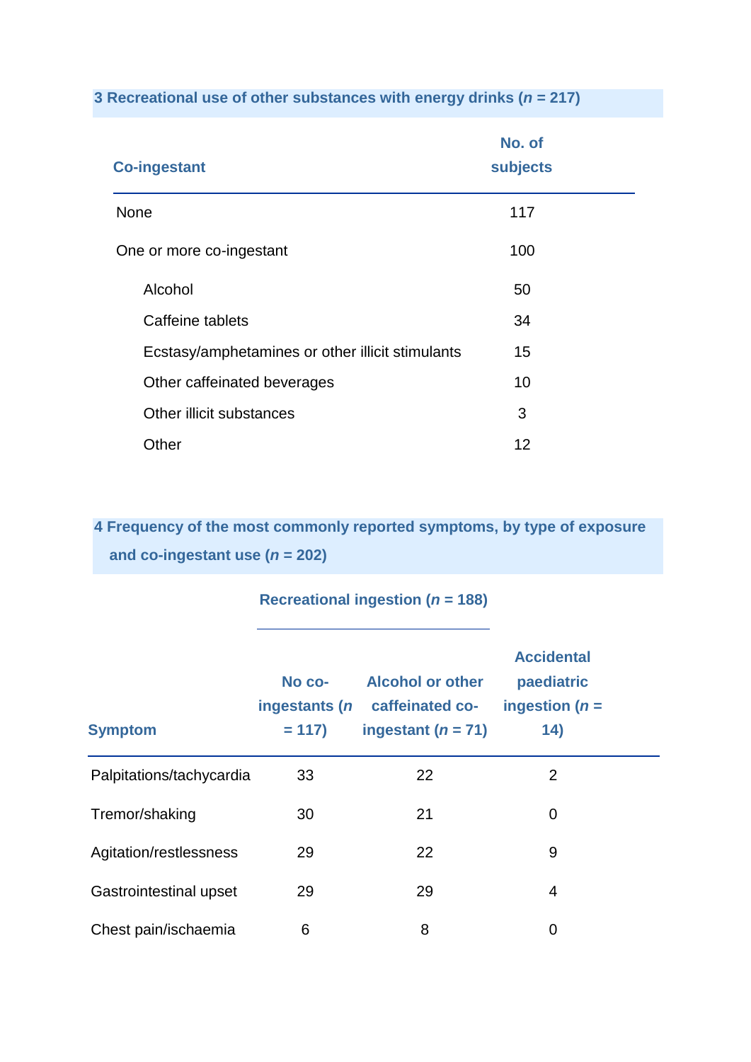**3 Recreational use of other substances with energy drinks (*n* = 217)**

| Co-ingestant | No. of subjects |
|---|---|
| None | 117 |
| One or more co-ingestant | 100 |
| Alcohol | 50 |
| Caffeine tablets | 34 |
| Ecstasy/amphetamines or other illicit stimulants | 15 |
| Other caffeinated beverages | 10 |
| Other illicit substances | 3 |
| Other | 12 |

**4 Frequency of the most commonly reported symptoms, by type of exposure and co-ingestant use (*n* = 202)**

| | Recreational ingestion (*n* = 188) | | |
|---|---|---|---|
| Symptom | No co-ingestants (*n* = 117) | Alcohol or other caffeinated co-ingestant (*n* = 71) | Accidental paediatric ingestion (*n* = 14) |
| Palpitations/tachycardia | 33 | 22 | 2 |
| Tremor/shaking | 30 | 21 | 0 |
| Agitation/restlessness | 29 | 22 | 9 |
| Gastrointestinal upset | 29 | 29 | 4 |
| Chest pain/ischaemia | 6 | 8 | 0 |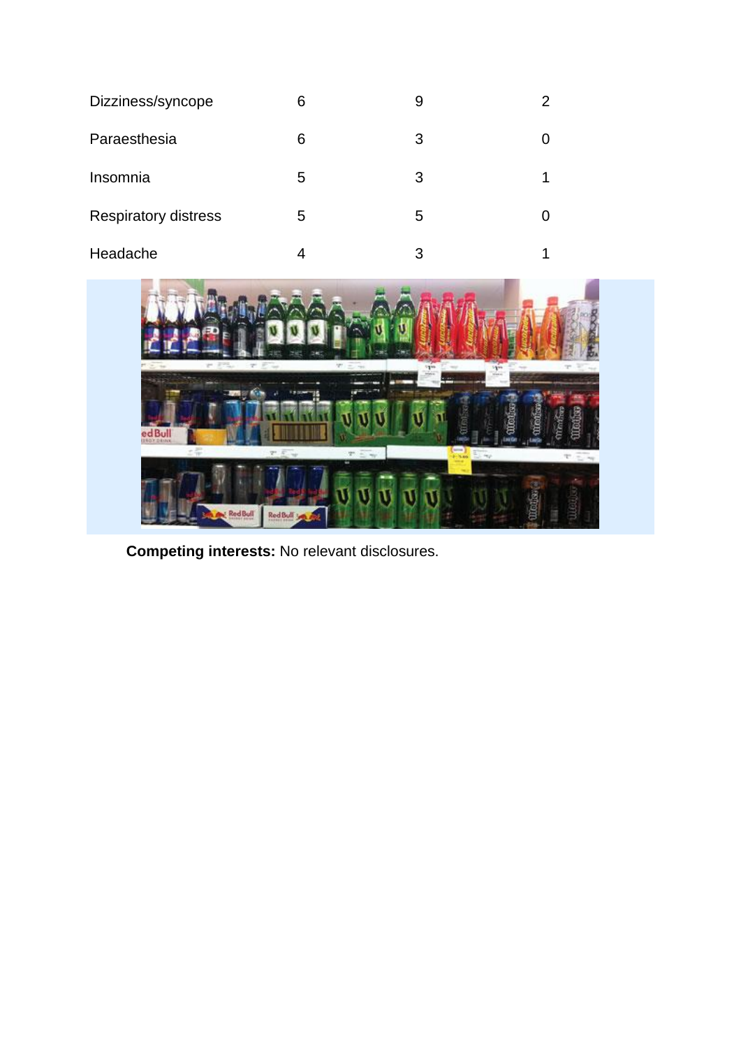| | | | |
|---|---|---|---|
| Dizziness/syncope | 6 | 9 | 2 |
| Paraesthesia | 6 | 3 | 0 |
| Insomnia | 5 | 3 | 1 |
| Respiratory distress | 5 | 5 | 0 |
| Headache | 4 | 3 | 1 |

**Competing interests:** No relevant disclosures.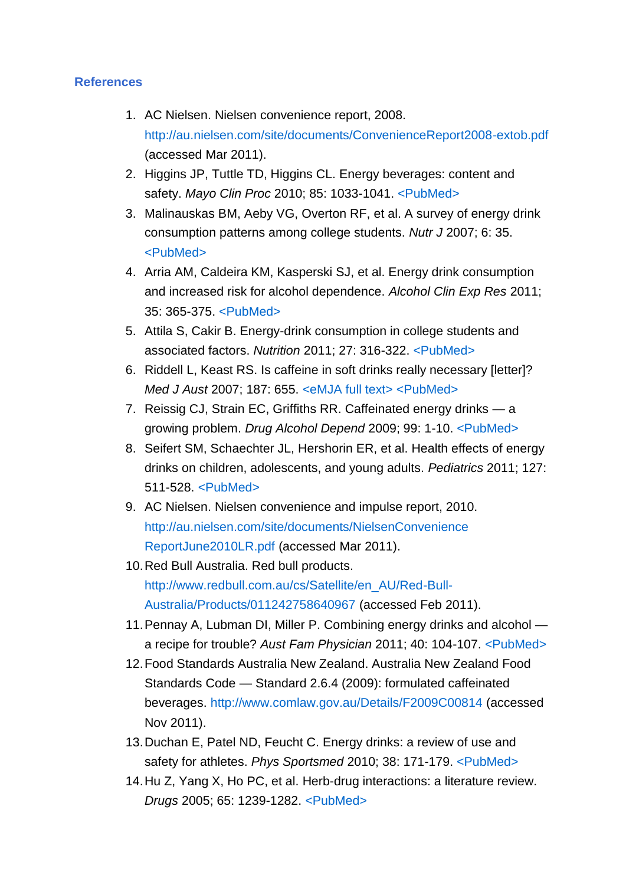## References

1. AC Nielsen. Nielsen convenience report, 2008. http://au.nielsen.com/site/documents/ConvenienceReport2008-extob.pdf (accessed Mar 2011).
2. Higgins JP, Tuttle TD, Higgins CL. Energy beverages: content and safety. *Mayo Clin Proc* 2010; 85: 1033-1041. <PubMed>
3. Malinauskas BM, Aeby VG, Overton RF, et al. A survey of energy drink consumption patterns among college students. *Nutr J* 2007; 6: 35. <PubMed>
4. Arria AM, Caldeira KM, Kasperski SJ, et al. Energy drink consumption and increased risk for alcohol dependence. *Alcohol Clin Exp Res* 2011; 35: 365-375. <PubMed>
5. Attila S, Cakir B. Energy-drink consumption in college students and associated factors. *Nutrition* 2011; 27: 316-322. <PubMed>
6. Riddell L, Keast RS. Is caffeine in soft drinks really necessary [letter]? *Med J Aust* 2007; 187: 655. <eMJA full text> <PubMed>
7. Reissig CJ, Strain EC, Griffiths RR. Caffeinated energy drinks — a growing problem. *Drug Alcohol Depend* 2009; 99: 1-10. <PubMed>
8. Seifert SM, Schaechter JL, Hershorin ER, et al. Health effects of energy drinks on children, adolescents, and young adults. *Pediatrics* 2011; 127: 511-528. <PubMed>
9. AC Nielsen. Nielsen convenience and impulse report, 2010. http://au.nielsen.com/site/documents/NielsenConvenienceReportJune2010LR.pdf (accessed Mar 2011).
10. Red Bull Australia. Red bull products. http://www.redbull.com.au/cs/Satellite/en_AU/Red-Bull-Australia/Products/011242758640967 (accessed Feb 2011).
11. Pennay A, Lubman DI, Miller P. Combining energy drinks and alcohol — a recipe for trouble? *Aust Fam Physician* 2011; 40: 104-107. <PubMed>
12. Food Standards Australia New Zealand. Australia New Zealand Food Standards Code — Standard 2.6.4 (2009): formulated caffeinated beverages. http://www.comlaw.gov.au/Details/F2009C00814 (accessed Nov 2011).
13. Duchan E, Patel ND, Feucht C. Energy drinks: a review of use and safety for athletes. *Phys Sportsmed* 2010; 38: 171-179. <PubMed>
14. Hu Z, Yang X, Ho PC, et al. Herb-drug interactions: a literature review. *Drugs* 2005; 65: 1239-1282. <PubMed>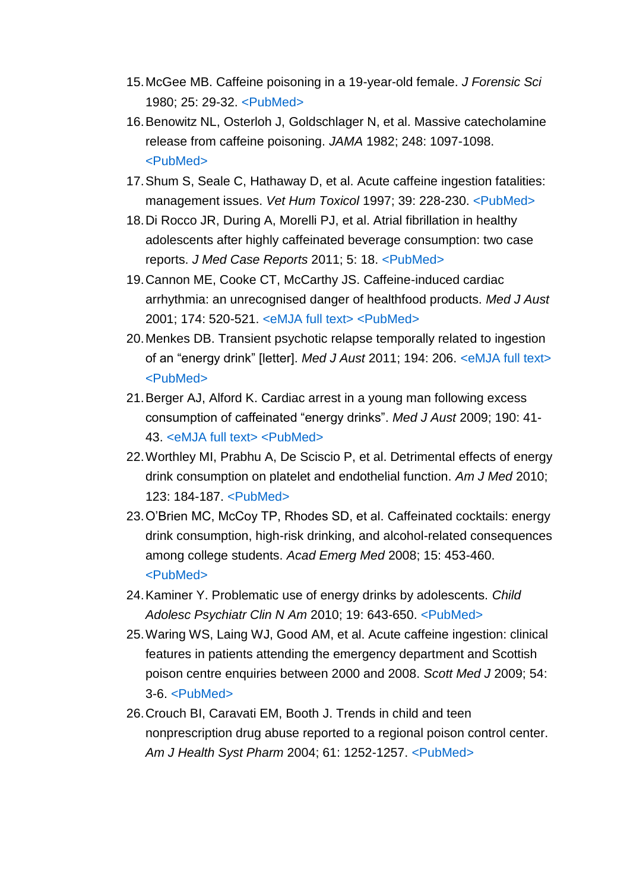15. McGee MB. Caffeine poisoning in a 19-year-old female. *J Forensic Sci* 1980; 25: 29-32. <PubMed>
16. Benowitz NL, Osterloh J, Goldschlager N, et al. Massive catecholamine release from caffeine poisoning. *JAMA* 1982; 248: 1097-1098. <PubMed>
17. Shum S, Seale C, Hathaway D, et al. Acute caffeine ingestion fatalities: management issues. *Vet Hum Toxicol* 1997; 39: 228-230. <PubMed>
18. Di Rocco JR, During A, Morelli PJ, et al. Atrial fibrillation in healthy adolescents after highly caffeinated beverage consumption: two case reports. *J Med Case Reports* 2011; 5: 18. <PubMed>
19. Cannon ME, Cooke CT, McCarthy JS. Caffeine-induced cardiac arrhythmia: an unrecognised danger of healthfood products. *Med J Aust* 2001; 174: 520-521. <eMJA full text> <PubMed>
20. Menkes DB. Transient psychotic relapse temporally related to ingestion of an “energy drink” [letter]. *Med J Aust* 2011; 194: 206. <eMJA full text> <PubMed>
21. Berger AJ, Alford K. Cardiac arrest in a young man following excess consumption of caffeinated “energy drinks”. *Med J Aust* 2009; 190: 41-43. <eMJA full text> <PubMed>
22. Worthley MI, Prabhu A, De Sciscio P, et al. Detrimental effects of energy drink consumption on platelet and endothelial function. *Am J Med* 2010; 123: 184-187. <PubMed>
23. O’Brien MC, McCoy TP, Rhodes SD, et al. Caffeinated cocktails: energy drink consumption, high-risk drinking, and alcohol-related consequences among college students. *Acad Emerg Med* 2008; 15: 453-460. <PubMed>
24. Kaminer Y. Problematic use of energy drinks by adolescents. *Child Adolesc Psychiatr Clin N Am* 2010; 19: 643-650. <PubMed>
25. Waring WS, Laing WJ, Good AM, et al. Acute caffeine ingestion: clinical features in patients attending the emergency department and Scottish poison centre enquiries between 2000 and 2008. *Scott Med J* 2009; 54: 3-6. <PubMed>
26. Crouch BI, Caravati EM, Booth J. Trends in child and teen nonprescription drug abuse reported to a regional poison control center. *Am J Health Syst Pharm* 2004; 61: 1252-1257. <PubMed>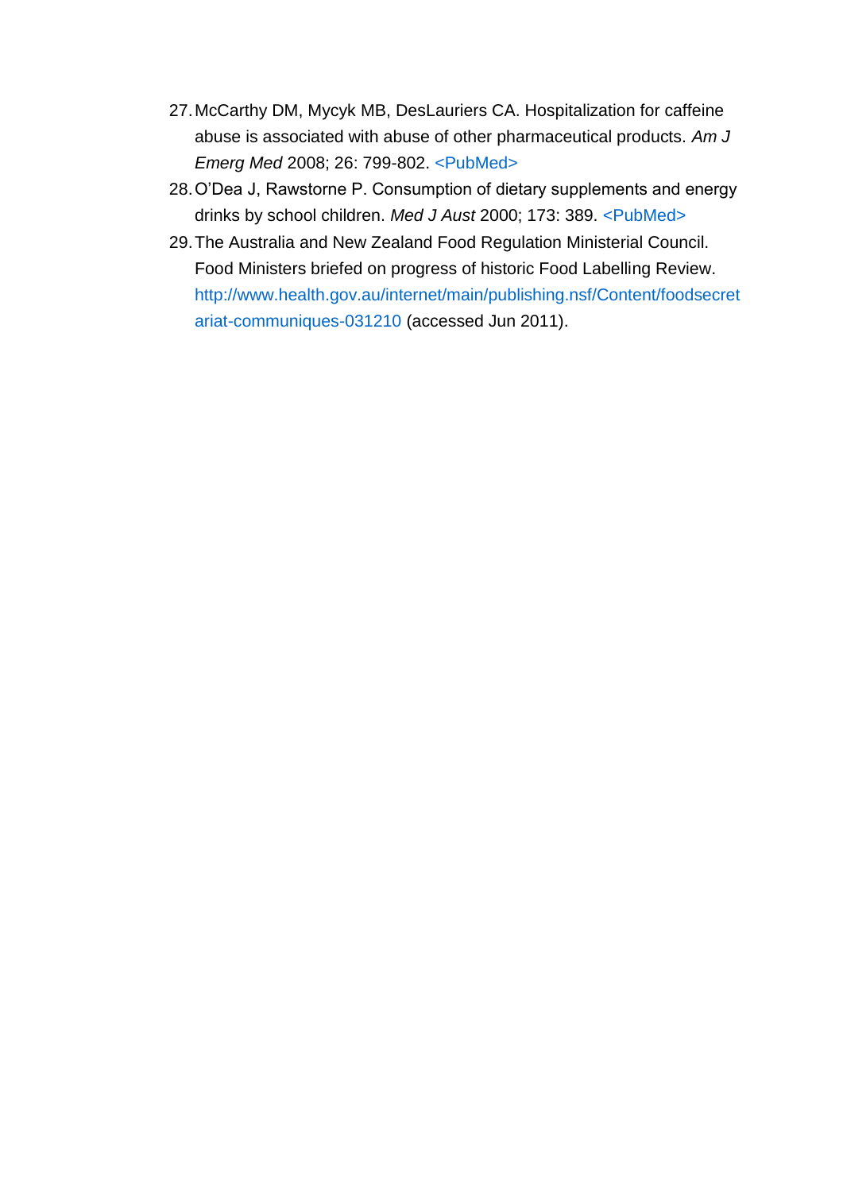27. McCarthy DM, Mycyk MB, DesLauriers CA. Hospitalization for caffeine abuse is associated with abuse of other pharmaceutical products. *Am J Emerg Med* 2008; 26: 799-802. <PubMed>
28. O'Dea J, Rawstorne P. Consumption of dietary supplements and energy drinks by school children. *Med J Aust* 2000; 173: 389. <PubMed>
29. The Australia and New Zealand Food Regulation Ministerial Council. Food Ministers briefed on progress of historic Food Labelling Review. http://www.health.gov.au/internet/main/publishing.nsf/Content/foodsecretariat-communiques-031210 (accessed Jun 2011).